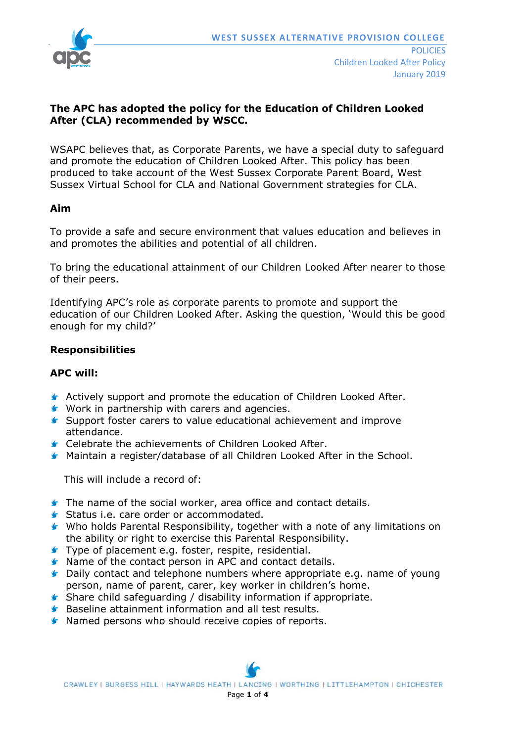**The APC has adopted the policy for the Education of Children Looked After (CLA) recommended by WSCC.**

WSAPC believes that, as Corporate Parents, we have a special duty to safeguard and promote the education of Children Looked After. This policy has been produced to take account of the West Sussex Corporate Parent Board, West Sussex Virtual School for CLA and National Government strategies for CLA.

## Aim

To provide a safe and secure environment that values education and believes in and promotes the abilities and potential of all children.

To bring the educational attainment of our Children Looked After nearer to those of their peers.

Identifying APC's role as corporate parents to promote and support the education of our Children Looked After. Asking the question, 'Would this be good enough for my child?'

## Responsibilities

### APC will:

- Actively support and promote the education of Children Looked After.
- Work in partnership with carers and agencies.
- Support foster carers to value educational achievement and improve attendance.
- Celebrate the achievements of Children Looked After.
- Maintain a register/database of all Children Looked After in the School.

This will include a record of:

- The name of the social worker, area office and contact details.
- Status i.e. care order or accommodated.
- Who holds Parental Responsibility, together with a note of any limitations on the ability or right to exercise this Parental Responsibility.
- Type of placement e.g. foster, respite, residential.
- Name of the contact person in APC and contact details.
- Daily contact and telephone numbers where appropriate e.g. name of young person, name of parent, carer, key worker in children's home.
- Share child safeguarding / disability information if appropriate.
- Baseline attainment information and all test results.
- Named persons who should receive copies of reports.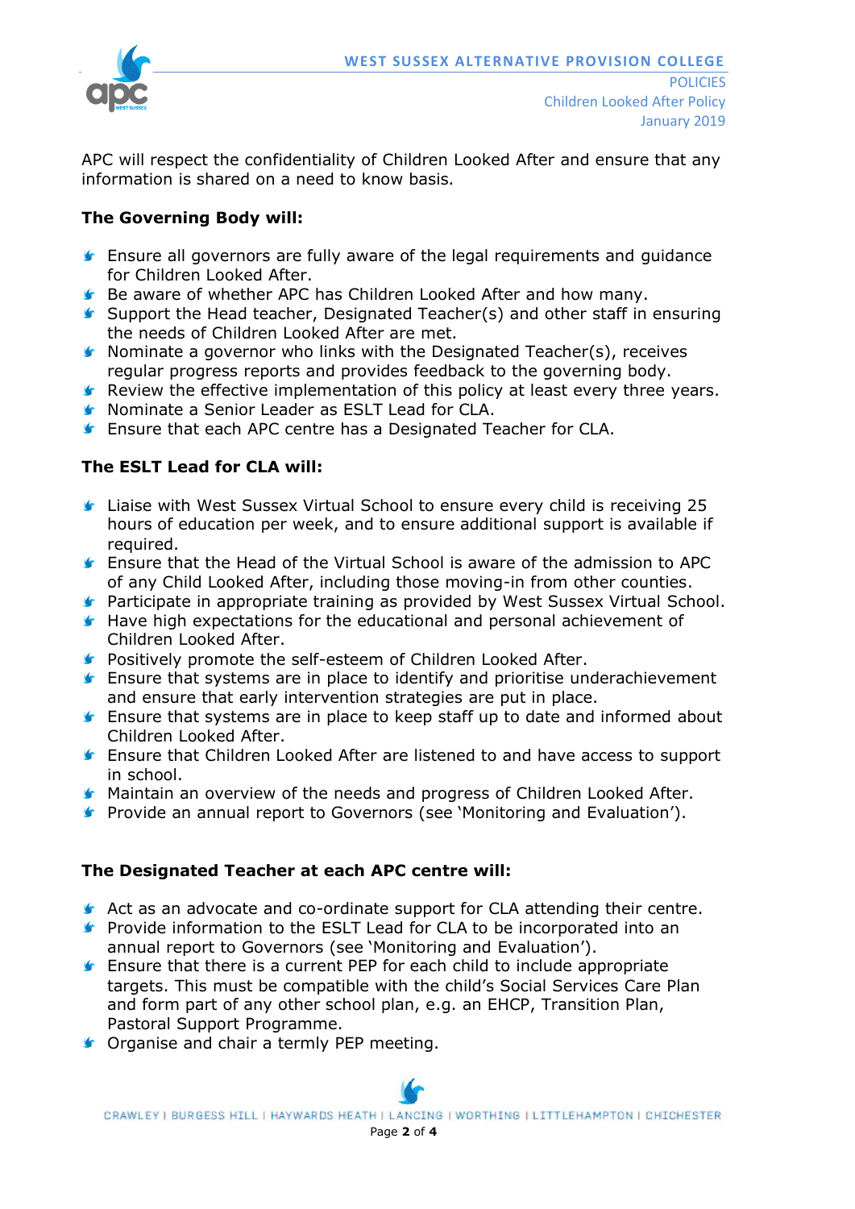APC will respect the confidentiality of Children Looked After and ensure that any information is shared on a need to know basis.

**The Governing Body will:**

- Ensure all governors are fully aware of the legal requirements and guidance for Children Looked After.
- Be aware of whether APC has Children Looked After and how many.
- Support the Head teacher, Designated Teacher(s) and other staff in ensuring the needs of Children Looked After are met.
- Nominate a governor who links with the Designated Teacher(s), receives regular progress reports and provides feedback to the governing body.
- Review the effective implementation of this policy at least every three years.
- Nominate a Senior Leader as ESLT Lead for CLA.
- Ensure that each APC centre has a Designated Teacher for CLA.

**The ESLT Lead for CLA will:**

- Liaise with West Sussex Virtual School to ensure every child is receiving 25 hours of education per week, and to ensure additional support is available if required.
- Ensure that the Head of the Virtual School is aware of the admission to APC of any Child Looked After, including those moving-in from other counties.
- Participate in appropriate training as provided by West Sussex Virtual School.
- Have high expectations for the educational and personal achievement of Children Looked After.
- Positively promote the self-esteem of Children Looked After.
- Ensure that systems are in place to identify and prioritise underachievement and ensure that early intervention strategies are put in place.
- Ensure that systems are in place to keep staff up to date and informed about Children Looked After.
- Ensure that Children Looked After are listened to and have access to support in school.
- Maintain an overview of the needs and progress of Children Looked After.
- Provide an annual report to Governors (see 'Monitoring and Evaluation').

**The Designated Teacher at each APC centre will:**

- Act as an advocate and co-ordinate support for CLA attending their centre.
- Provide information to the ESLT Lead for CLA to be incorporated into an annual report to Governors (see 'Monitoring and Evaluation').
- Ensure that there is a current PEP for each child to include appropriate targets. This must be compatible with the child's Social Services Care Plan and form part of any other school plan, e.g. an EHCP, Transition Plan, Pastoral Support Programme.
- Organise and chair a termly PEP meeting.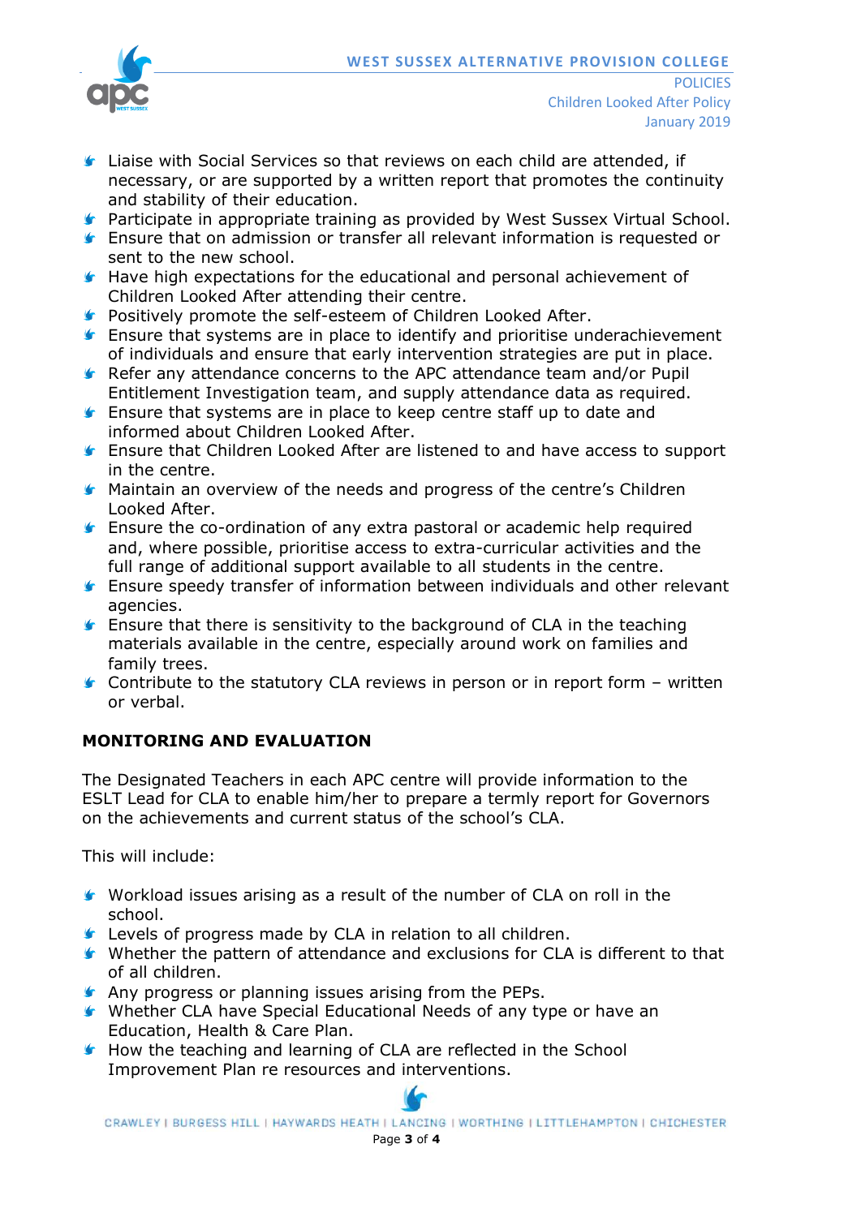- Liaise with Social Services so that reviews on each child are attended, if necessary, or are supported by a written report that promotes the continuity and stability of their education.
- Participate in appropriate training as provided by West Sussex Virtual School.
- Ensure that on admission or transfer all relevant information is requested or sent to the new school.
- Have high expectations for the educational and personal achievement of Children Looked After attending their centre.
- Positively promote the self-esteem of Children Looked After.
- Ensure that systems are in place to identify and prioritise underachievement of individuals and ensure that early intervention strategies are put in place.
- Refer any attendance concerns to the APC attendance team and/or Pupil Entitlement Investigation team, and supply attendance data as required.
- Ensure that systems are in place to keep centre staff up to date and informed about Children Looked After.
- Ensure that Children Looked After are listened to and have access to support in the centre.
- Maintain an overview of the needs and progress of the centre's Children Looked After.
- Ensure the co-ordination of any extra pastoral or academic help required and, where possible, prioritise access to extra-curricular activities and the full range of additional support available to all students in the centre.
- Ensure speedy transfer of information between individuals and other relevant agencies.
- Ensure that there is sensitivity to the background of CLA in the teaching materials available in the centre, especially around work on families and family trees.
- Contribute to the statutory CLA reviews in person or in report form – written or verbal.

## MONITORING AND EVALUATION

The Designated Teachers in each APC centre will provide information to the ESLT Lead for CLA to enable him/her to prepare a termly report for Governors on the achievements and current status of the school's CLA.

This will include:

- Workload issues arising as a result of the number of CLA on roll in the school.
- Levels of progress made by CLA in relation to all children.
- Whether the pattern of attendance and exclusions for CLA is different to that of all children.
- Any progress or planning issues arising from the PEPs.
- Whether CLA have Special Educational Needs of any type or have an Education, Health & Care Plan.
- How the teaching and learning of CLA are reflected in the School Improvement Plan re resources and interventions.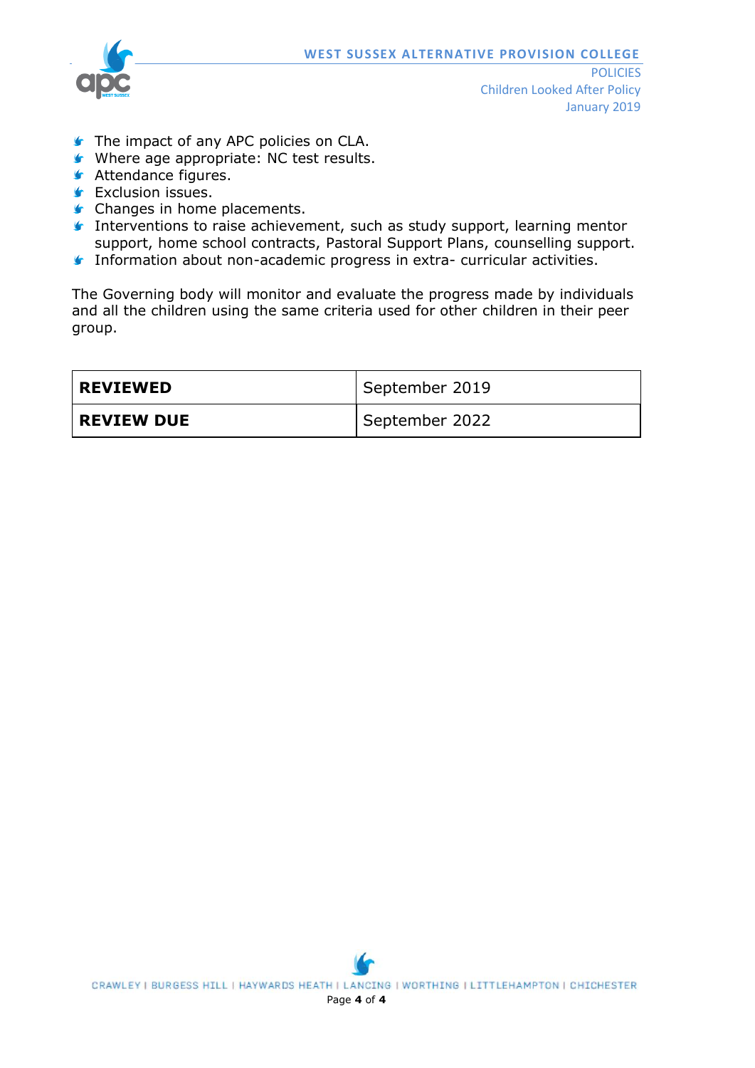- The impact of any APC policies on CLA.
- Where age appropriate: NC test results.
- Attendance figures.
- Exclusion issues.
- Changes in home placements.
- Interventions to raise achievement, such as study support, learning mentor support, home school contracts, Pastoral Support Plans, counselling support.
- Information about non-academic progress in extra- curricular activities.

The Governing body will monitor and evaluate the progress made by individuals and all the children using the same criteria used for other children in their peer group.

| | |
|---|---|
| **REVIEWED** | September 2019 |
| **REVIEW DUE** | September 2022 |